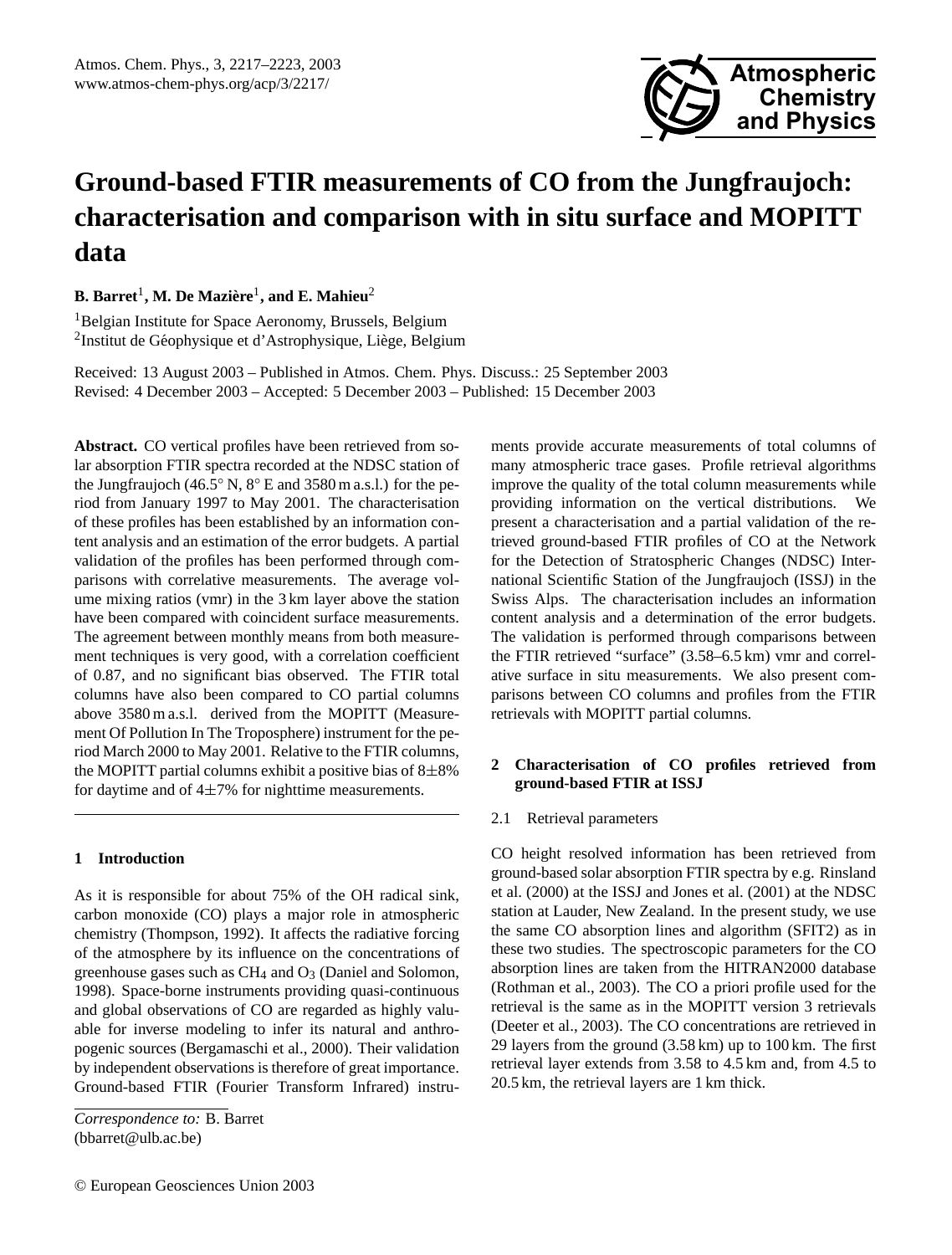# Ground-based FTIR measurements of CO from the Jungfraujoch: characterisation and comparison with in situ surface and MOPITT data

**B. Barret[1], M. De Mazière[1], and E. Mahieu[2]**

[1]Belgian Institute for Space Aeronomy, Brussels, Belgium

[2]Institut de Géophysique et d'Astrophysique, Liège, Belgium

Received: 13 August 2003 – Published in Atmos. Chem. Phys. Discuss.: 25 September 2003
Revised: 4 December 2003 – Accepted: 5 December 2003 – Published: 15 December 2003

**Abstract.** CO vertical profiles have been retrieved from solar absorption FTIR spectra recorded at the NDSC station of the Jungfraujoch (46.5° N, 8° E and 3580 m a.s.l.) for the period from January 1997 to May 2001. The characterisation of these profiles has been established by an information content analysis and an estimation of the error budgets. A partial validation of the profiles has been performed through comparisons with correlative measurements. The average volume mixing ratios (vmr) in the 3 km layer above the station have been compared with coincident surface measurements. The agreement between monthly means from both measurement techniques is very good, with a correlation coefficient of 0.87, and no significant bias observed. The FTIR total columns have also been compared to CO partial columns above 3580 m a.s.l. derived from the MOPITT (Measurement Of Pollution In The Troposphere) instrument for the period March 2000 to May 2001. Relative to the FTIR columns, the MOPITT partial columns exhibit a positive bias of 8±8% for daytime and of 4±7% for nighttime measurements.

## 1 Introduction

As it is responsible for about 75% of the OH radical sink, carbon monoxide (CO) plays a major role in atmospheric chemistry (Thompson, 1992). It affects the radiative forcing of the atmosphere by its influence on the concentrations of greenhouse gases such as $CH_4$ and $O_3$ (Daniel and Solomon, 1998). Space-borne instruments providing quasi-continuous and global observations of CO are regarded as highly valuable for inverse modeling to infer its natural and anthropogenic sources (Bergamaschi et al., 2000). Their validation by independent observations is therefore of great importance. Ground-based FTIR (Fourier Transform Infrared) instruments provide accurate measurements of total columns of many atmospheric trace gases. Profile retrieval algorithms improve the quality of the total column measurements while providing information on the vertical distributions. We present a characterisation and a partial validation of the retrieved ground-based FTIR profiles of CO at the Network for the Detection of Stratospheric Changes (NDSC) International Scientific Station of the Jungfraujoch (ISSJ) in the Swiss Alps. The characterisation includes an information content analysis and a determination of the error budgets. The validation is performed through comparisons between the FTIR retrieved "surface" (3.58–6.5 km) vmr and correlative surface in situ measurements. We also present comparisons between CO columns and profiles from the FTIR retrievals with MOPITT partial columns.

*Correspondence to:* B. Barret
(bbarret@ulb.ac.be)

## 2 Characterisation of CO profiles retrieved from ground-based FTIR at ISSJ

### 2.1 Retrieval parameters

CO height resolved information has been retrieved from ground-based solar absorption FTIR spectra by e.g. Rinsland et al. (2000) at the ISSJ and Jones et al. (2001) at the NDSC station at Lauder, New Zealand. In the present study, we use the same CO absorption lines and algorithm (SFIT2) as in these two studies. The spectroscopic parameters for the CO absorption lines are taken from the HITRAN2000 database (Rothman et al., 2003). The CO a priori profile used for the retrieval is the same as in the MOPITT version 3 retrievals (Deeter et al., 2003). The CO concentrations are retrieved in 29 layers from the ground (3.58 km) up to 100 km. The first retrieval layer extends from 3.58 to 4.5 km and, from 4.5 to 20.5 km, the retrieval layers are 1 km thick.

© European Geosciences Union 2003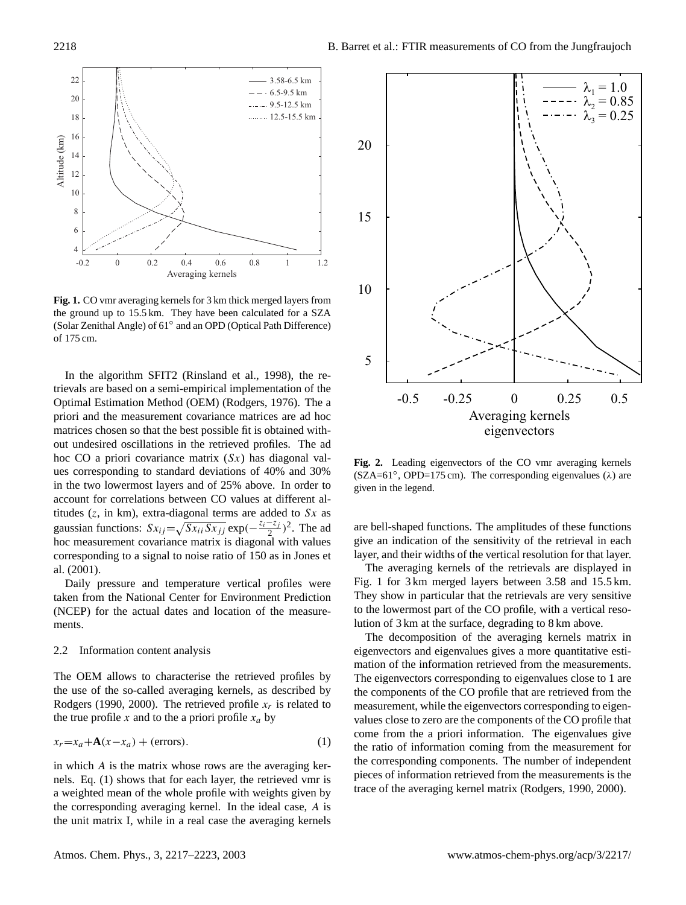**Fig. 1.** CO vmr averaging kernels for 3 km thick merged layers from the ground up to 15.5 km. They have been calculated for a SZA (Solar Zenithal Angle) of 61° and an OPD (Optical Path Difference) of 175 cm.

In the algorithm SFIT2 (Rinsland et al., 1998), the retrievals are based on a semi-empirical implementation of the Optimal Estimation Method (OEM) (Rodgers, 1976). The a priori and the measurement covariance matrices are ad hoc matrices chosen so that the best possible fit is obtained without undesired oscillations in the retrieved profiles. The ad hoc CO a priori covariance matrix ($Sx$) has diagonal values corresponding to standard deviations of 40% and 30% in the two lowermost layers and of 25% above. In order to account for correlations between CO values at different altitudes ($z$, in km), extra-diagonal terms are added to $Sx$ as gaussian functions: $Sx_{ij}=\sqrt{Sx_{ii}Sx_{jj}}\exp(-\frac{z_i-z_j}{2})^2$. The ad hoc measurement covariance matrix is diagonal with values corresponding to a signal to noise ratio of 150 as in Jones et al. (2001).

Daily pressure and temperature vertical profiles were taken from the National Center for Environment Prediction (NCEP) for the actual dates and location of the measurements.

### 2.2 Information content analysis

The OEM allows to characterise the retrieved profiles by the use of the so-called averaging kernels, as described by Rodgers (1990, 2000). The retrieved profile $x_r$ is related to the true profile $x$ and to the a priori profile $x_a$ by

$$x_r = x_a + \mathbf{A}(x - x_a) + \text{(errors)}. \tag{1}$$

in which $A$ is the matrix whose rows are the averaging kernels. Eq. (1) shows that for each layer, the retrieved vmr is a weighted mean of the whole profile with weights given by the corresponding averaging kernel. In the ideal case, $A$ is the unit matrix I, while in a real case the averaging kernels are bell-shaped functions. The amplitudes of these functions give an indication of the sensitivity of the retrieval in each layer, and their widths of the vertical resolution for that layer.

**Fig. 2.** Leading eigenvectors of the CO vmr averaging kernels (SZA=61°, OPD=175 cm). The corresponding eigenvalues ($\lambda$) are given in the legend.

The averaging kernels of the retrievals are displayed in Fig. 1 for 3 km merged layers between 3.58 and 15.5 km. They show in particular that the retrievals are very sensitive to the lowermost part of the CO profile, with a vertical resolution of 3 km at the surface, degrading to 8 km above.

The decomposition of the averaging kernels matrix in eigenvectors and eigenvalues gives a more quantitative estimation of the information retrieved from the measurements. The eigenvectors corresponding to eigenvalues close to 1 are the components of the CO profile that are retrieved from the measurement, while the eigenvectors corresponding to eigenvalues close to zero are the components of the CO profile that come from the a priori information. The eigenvalues give the ratio of information coming from the measurement for the corresponding components. The number of independent pieces of information retrieved from the measurements is the trace of the averaging kernel matrix (Rodgers, 1990, 2000).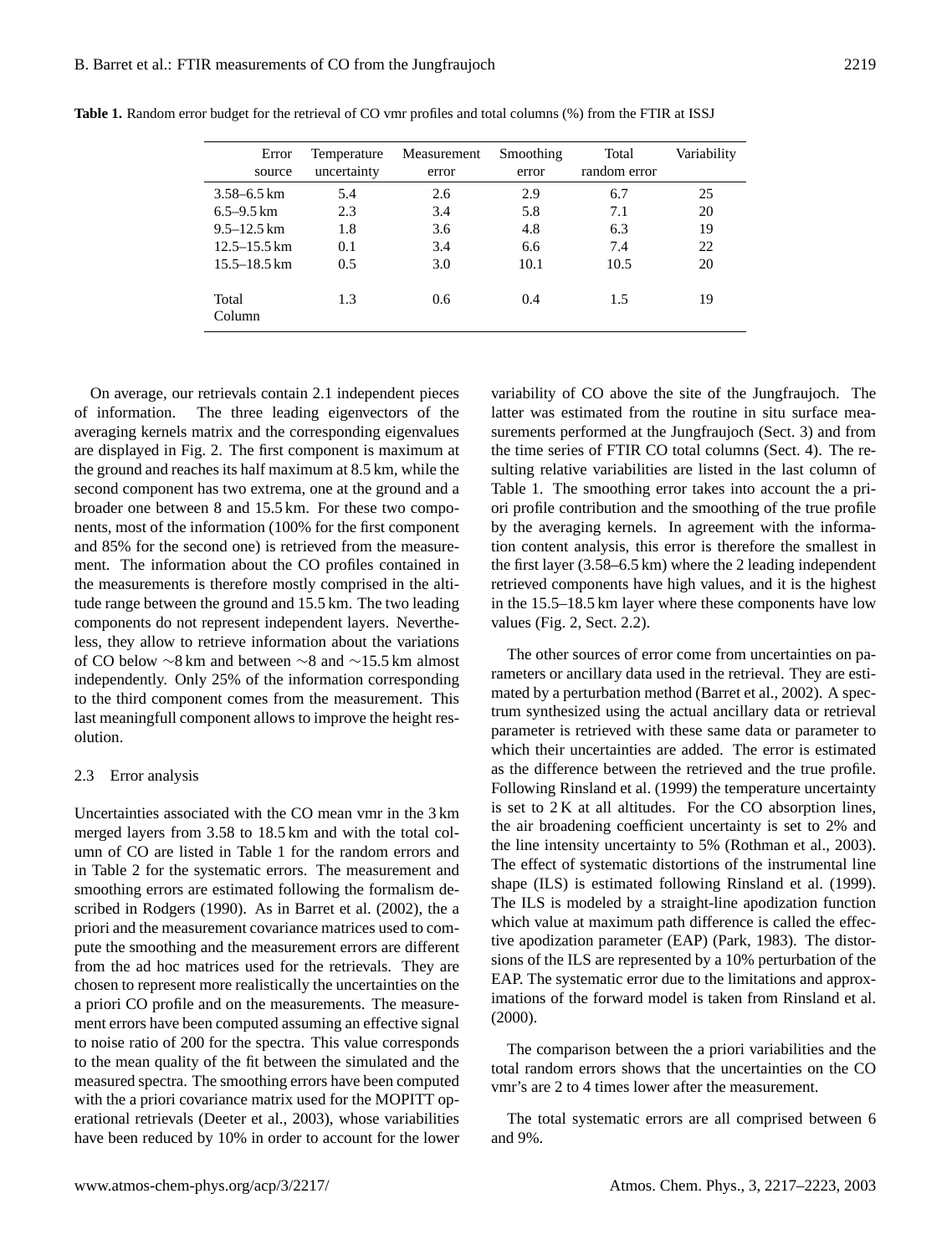**Table 1.** Random error budget for the retrieval of CO vmr profiles and total columns (%) from the FTIR at ISSJ

| Error source | Temperature uncertainty | Measurement error | Smoothing error | Total random error | Variability |
|---|---|---|---|---|---|
| 3.58–6.5 km | 5.4 | 2.6 | 2.9 | 6.7 | 25 |
| 6.5–9.5 km | 2.3 | 3.4 | 5.8 | 7.1 | 20 |
| 9.5–12.5 km | 1.8 | 3.6 | 4.8 | 6.3 | 19 |
| 12.5–15.5 km | 0.1 | 3.4 | 6.6 | 7.4 | 22 |
| 15.5–18.5 km | 0.5 | 3.0 | 10.1 | 10.5 | 20 |
| Total Column | 1.3 | 0.6 | 0.4 | 1.5 | 19 |

On average, our retrievals contain 2.1 independent pieces of information. The three leading eigenvectors of the averaging kernels matrix and the corresponding eigenvalues are displayed in Fig. 2. The first component is maximum at the ground and reaches its half maximum at 8.5 km, while the second component has two extrema, one at the ground and a broader one between 8 and 15.5 km. For these two components, most of the information (100% for the first component and 85% for the second one) is retrieved from the measurement. The information about the CO profiles contained in the measurements is therefore mostly comprised in the altitude range between the ground and 15.5 km. The two leading components do not represent independent layers. Nevertheless, they allow to retrieve information about the variations of CO below ∼8 km and between ∼8 and ∼15.5 km almost independently. Only 25% of the information corresponding to the third component comes from the measurement. This last meaningfull component allows to improve the height resolution.

### 2.3 Error analysis

Uncertainties associated with the CO mean vmr in the 3 km merged layers from 3.58 to 18.5 km and with the total column of CO are listed in Table 1 for the random errors and in Table 2 for the systematic errors. The measurement and smoothing errors are estimated following the formalism described in Rodgers (1990). As in Barret et al. (2002), the a priori and the measurement covariance matrices used to compute the smoothing and the measurement errors are different from the ad hoc matrices used for the retrievals. They are chosen to represent more realistically the uncertainties on the a priori CO profile and on the measurements. The measurement errors have been computed assuming an effective signal to noise ratio of 200 for the spectra. This value corresponds to the mean quality of the fit between the simulated and the measured spectra. The smoothing errors have been computed with the a priori covariance matrix used for the MOPITT operational retrievals (Deeter et al., 2003), whose variabilities have been reduced by 10% in order to account for the lower variability of CO above the site of the Jungfraujoch. The latter was estimated from the routine in situ surface measurements performed at the Jungfraujoch (Sect. 3) and from the time series of FTIR CO total columns (Sect. 4). The resulting relative variabilities are listed in the last column of Table 1. The smoothing error takes into account the a priori profile contribution and the smoothing of the true profile by the averaging kernels. In agreement with the information content analysis, this error is therefore the smallest in the first layer (3.58–6.5 km) where the 2 leading independent retrieved components have high values, and it is the highest in the 15.5–18.5 km layer where these components have low values (Fig. 2, Sect. 2.2).

The other sources of error come from uncertainties on parameters or ancillary data used in the retrieval. They are estimated by a perturbation method (Barret et al., 2002). A spectrum synthesized using the actual ancillary data or retrieval parameter is retrieved with these same data or parameter to which their uncertainties are added. The error is estimated as the difference between the retrieved and the true profile. Following Rinsland et al. (1999) the temperature uncertainty is set to 2 K at all altitudes. For the CO absorption lines, the air broadening coefficient uncertainty is set to 2% and the line intensity uncertainty to 5% (Rothman et al., 2003). The effect of systematic distortions of the instrumental line shape (ILS) is estimated following Rinsland et al. (1999). The ILS is modeled by a straight-line apodization function which value at maximum path difference is called the effective apodization parameter (EAP) (Park, 1983). The distortions of the ILS are represented by a 10% perturbation of the EAP. The systematic error due to the limitations and approximations of the forward model is taken from Rinsland et al. (2000).

The comparison between the a priori variabilities and the total random errors shows that the uncertainties on the CO vmr's are 2 to 4 times lower after the measurement.

The total systematic errors are all comprised between 6 and 9%.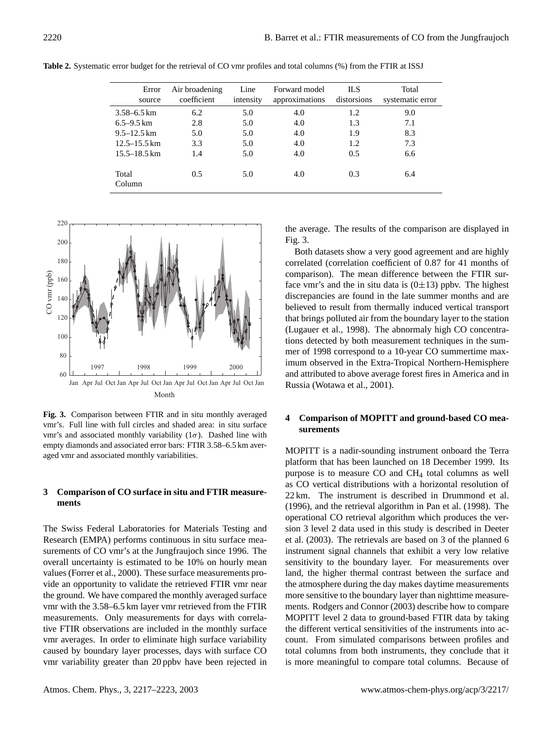**Table 2.** Systematic error budget for the retrieval of CO vmr profiles and total columns (%) from the FTIR at ISSJ

| Error source | Air broadening coefficient | Line intensity | Forward model approximations | ILS distorsions | Total systematic error |
|---|---|---|---|---|---|
| 3.58–6.5 km | 6.2 | 5.0 | 4.0 | 1.2 | 9.0 |
| 6.5–9.5 km | 2.8 | 5.0 | 4.0 | 1.3 | 7.1 |
| 9.5–12.5 km | 5.0 | 5.0 | 4.0 | 1.9 | 8.3 |
| 12.5–15.5 km | 3.3 | 5.0 | 4.0 | 1.2 | 7.3 |
| 15.5–18.5 km | 1.4 | 5.0 | 4.0 | 0.5 | 6.6 |
| Total Column | 0.5 | 5.0 | 4.0 | 0.3 | 6.4 |

**Fig. 3.** Comparison between FTIR and in situ monthly averaged vmr's. Full line with full circles and shaded area: in situ surface vmr's and associated monthly variability (1$\sigma$). Dashed line with empty diamonds and associated error bars: FTIR 3.58–6.5 km averaged vmr and associated monthly variabilities.

## 3 Comparison of CO surface in situ and FTIR measurements

The Swiss Federal Laboratories for Materials Testing and Research (EMPA) performs continuous in situ surface measurements of CO vmr's at the Jungfraujoch since 1996. The overall uncertainty is estimated to be 10% on hourly mean values (Forrer et al., 2000). These surface measurements provide an opportunity to validate the retrieved FTIR vmr near the ground. We have compared the monthly averaged surface vmr with the 3.58–6.5 km layer vmr retrieved from the FTIR measurements. Only measurements for days with correlative FTIR observations are included in the monthly surface vmr averages. In order to eliminate high surface variability caused by boundary layer processes, days with surface CO vmr variability greater than 20 ppbv have been rejected in the average. The results of the comparison are displayed in Fig. 3.

Both datasets show a very good agreement and are highly correlated (correlation coefficient of 0.87 for 41 months of comparison). The mean difference between the FTIR surface vmr's and the in situ data is (0$\pm$13) ppbv. The highest discrepancies are found in the late summer months and are believed to result from thermally induced vertical transport that brings polluted air from the boundary layer to the station (Lugauer et al., 1998). The abnormaly high CO concentrations detected by both measurement techniques in the summer of 1998 correspond to a 10-year CO summertime maximum observed in the Extra-Tropical Northern-Hemisphere and attributed to above average forest fires in America and in Russia (Wotawa et al., 2001).

## 4 Comparison of MOPITT and ground-based CO measurements

MOPITT is a nadir-sounding instrument onboard the Terra platform that has been launched on 18 December 1999. Its purpose is to measure CO and $CH_4$ total columns as well as CO vertical distributions with a horizontal resolution of 22 km. The instrument is described in Drummond et al. (1996), and the retrieval algorithm in Pan et al. (1998). The operational CO retrieval algorithm which produces the version 3 level 2 data used in this study is described in Deeter et al. (2003). The retrievals are based on 3 of the planned 6 instrument signal channels that exhibit a very low relative sensitivity to the boundary layer. For measurements over land, the higher thermal contrast between the surface and the atmosphere during the day makes daytime measurements more sensitive to the boundary layer than nighttime measurements. Rodgers and Connor (2003) describe how to compare MOPITT level 2 data to ground-based FTIR data by taking the different vertical sensitivities of the instruments into account. From simulated comparisons between profiles and total columns from both instruments, they conclude that it is more meaningful to compare total columns. Because of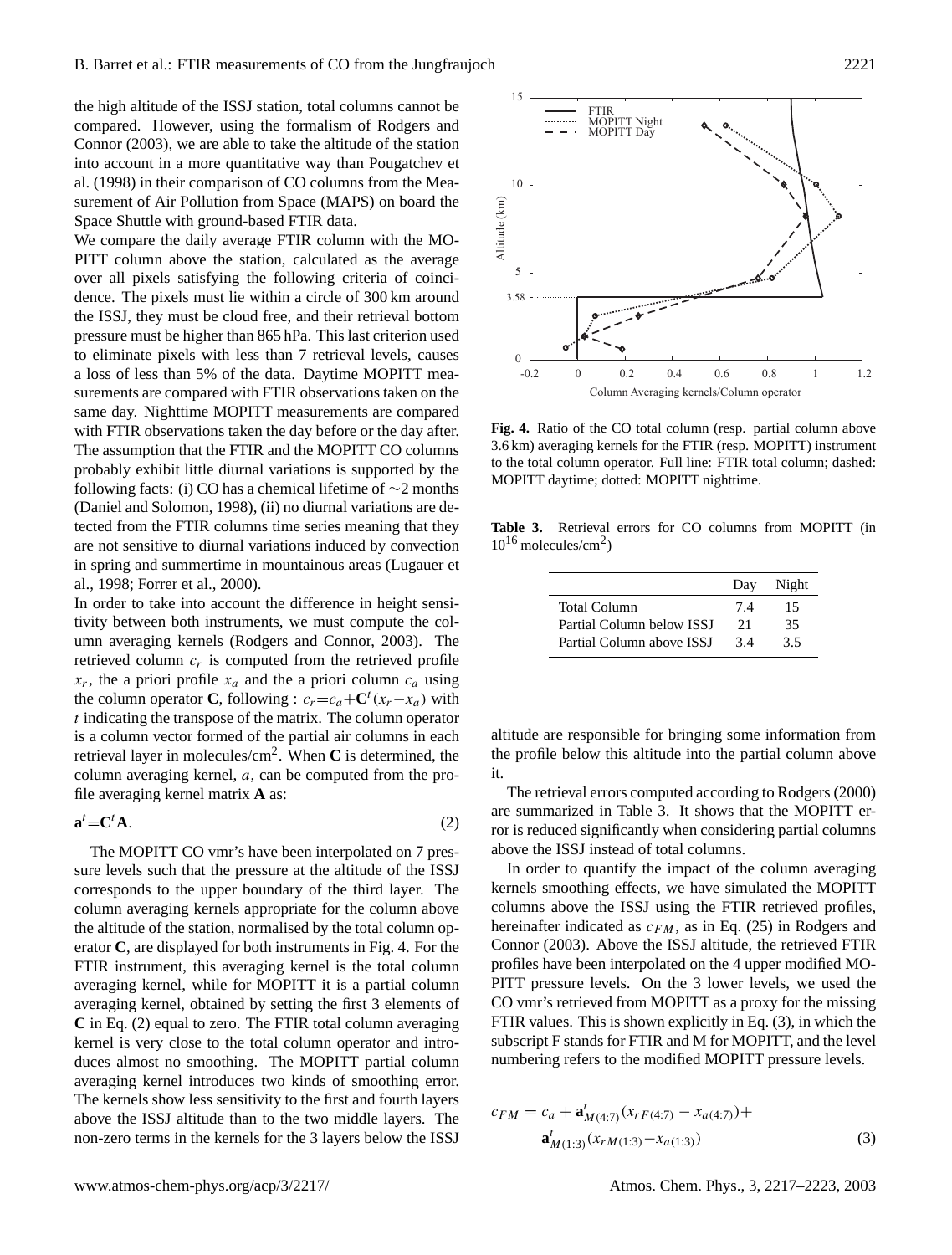the high altitude of the ISSJ station, total columns cannot be compared. However, using the formalism of Rodgers and Connor (2003), we are able to take the altitude of the station into account in a more quantitative way than Pougatchev et al. (1998) in their comparison of CO columns from the Measurement of Air Pollution from Space (MAPS) on board the Space Shuttle with ground-based FTIR data.

We compare the daily average FTIR column with the MOPITT column above the station, calculated as the average over all pixels satisfying the following criteria of coincidence. The pixels must lie within a circle of 300 km around the ISSJ, they must be cloud free, and their retrieval bottom pressure must be higher than 865 hPa. This last criterion used to eliminate pixels with less than 7 retrieval levels, causes a loss of less than 5% of the data. Daytime MOPITT measurements are compared with FTIR observations taken on the same day. Nighttime MOPITT measurements are compared with FTIR observations taken the day before or the day after. The assumption that the FTIR and the MOPITT CO columns probably exhibit little diurnal variations is supported by the following facts: (i) CO has a chemical lifetime of ∼2 months (Daniel and Solomon, 1998), (ii) no diurnal variations are detected from the FTIR columns time series meaning that they are not sensitive to diurnal variations induced by convection in spring and summertime in mountainous areas (Lugauer et al., 1998; Forrer et al., 2000).

In order to take into account the difference in height sensitivity between both instruments, we must compute the column averaging kernels (Rodgers and Connor, 2003). The retrieved column $c_r$ is computed from the retrieved profile $x_r$, the a priori profile $x_a$ and the a priori column $c_a$ using the column operator $\mathbf{C}$, following : $c_r = c_a + \mathbf{C}^t(x_r - x_a)$ with $t$ indicating the transpose of the matrix. The column operator is a column vector formed of the partial air columns in each retrieval layer in molecules/cm$^2$. When $\mathbf{C}$ is determined, the column averaging kernel, $a$, can be computed from the profile averaging kernel matrix $\mathbf{A}$ as:

$$\mathbf{a}^t = \mathbf{C}^t \mathbf{A}. \tag{2}$$

The MOPITT CO vmr's have been interpolated on 7 pressure levels such that the pressure at the altitude of the ISSJ corresponds to the upper boundary of the third layer. The column averaging kernels appropriate for the column above the altitude of the station, normalised by the total column operator $\mathbf{C}$, are displayed for both instruments in Fig. 4. For the FTIR instrument, this averaging kernel is the total column averaging kernel, while for MOPITT it is a partial column averaging kernel, obtained by setting the first 3 elements of $\mathbf{C}$ in Eq. (2) equal to zero. The FTIR total column averaging kernel is very close to the total column operator and introduces almost no smoothing. The MOPITT partial column averaging kernel introduces two kinds of smoothing error. The kernels show less sensitivity to the first and fourth layers above the ISSJ altitude than to the two middle layers. The non-zero terms in the kernels for the 3 layers below the ISSJ altitude are responsible for bringing some information from the profile below this altitude into the partial column above it.

**Fig. 4.** Ratio of the CO total column (resp. partial column above 3.6 km) averaging kernels for the FTIR (resp. MOPITT) instrument to the total column operator. Full line: FTIR total column; dashed: MOPITT daytime; dotted: MOPITT nighttime.

**Table 3.** Retrieval errors for CO columns from MOPITT (in $10^{16}$ molecules/cm$^2$)

| | Day | Night |
|---|---|---|
| Total Column | 7.4 | 15 |
| Partial Column below ISSJ | 21 | 35 |
| Partial Column above ISSJ | 3.4 | 3.5 |

The retrieval errors computed according to Rodgers (2000) are summarized in Table 3. It shows that the MOPITT error is reduced significantly when considering partial columns above the ISSJ instead of total columns.

In order to quantify the impact of the column averaging kernels smoothing effects, we have simulated the MOPITT columns above the ISSJ using the FTIR retrieved profiles, hereinafter indicated as $c_{FM}$, as in Eq. (25) in Rodgers and Connor (2003). Above the ISSJ altitude, the retrieved FTIR profiles have been interpolated on the 4 upper modified MOPITT pressure levels. On the 3 lower levels, we used the CO vmr's retrieved from MOPITT as a proxy for the missing FTIR values. This is shown explicitly in Eq. (3), in which the subscript F stands for FTIR and M for MOPITT, and the level numbering refers to the modified MOPITT pressure levels.

$$c_{FM} = c_a + \mathbf{a}^t_{M(4:7)}(x_{rF(4:7)} - x_{a(4:7)}) + \mathbf{a}^t_{M(1:3)}(x_{rM(1:3)} - x_{a(1:3)}) \tag{3}$$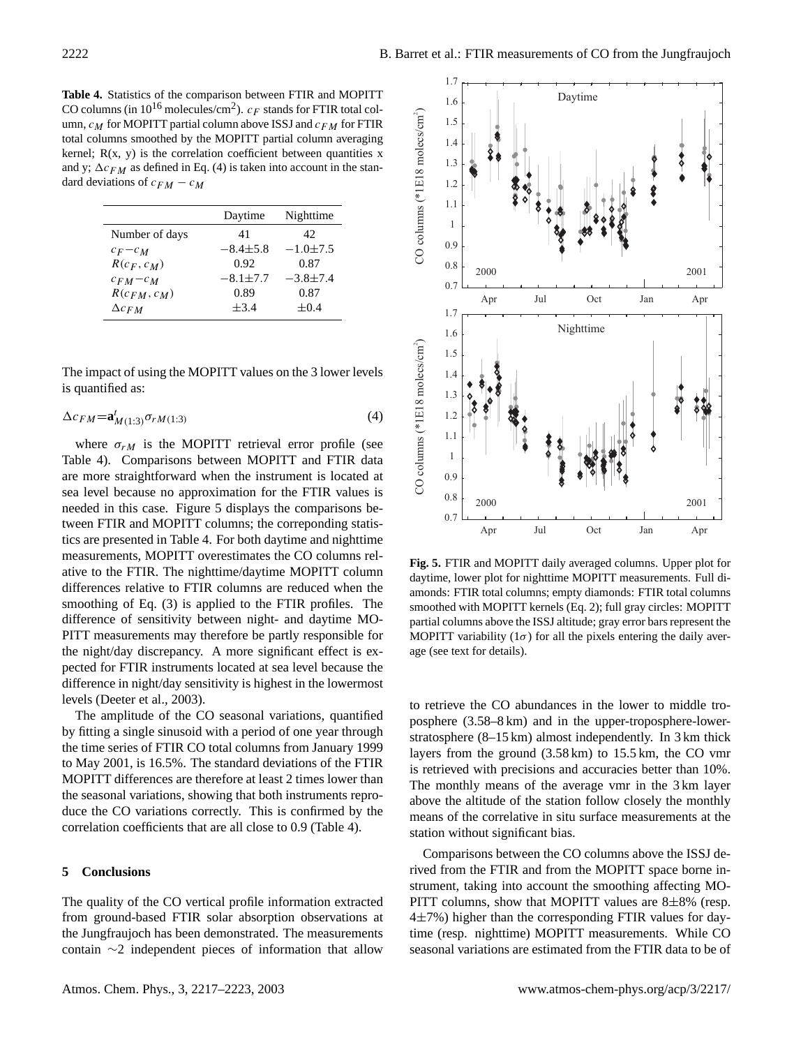**Table 4.** Statistics of the comparison between FTIR and MOPITT CO columns (in $10^{16}$ molecules/cm$^2$). $c_F$ stands for FTIR total column, $c_M$ for MOPITT partial column above ISSJ and $c_{FM}$ for FTIR total columns smoothed by the MOPITT partial column averaging kernel; R(x, y) is the correlation coefficient between quantities x and y; $\Delta c_{FM}$ as defined in Eq. (4) is taken into account in the standard deviations of $c_{FM} - c_M$

| | Daytime | Nighttime |
|---|---|---|
| Number of days | 41 | 42 |
| $c_F - c_M$ | $-8.4\pm5.8$ | $-1.0\pm7.5$ |
| $R(c_F, c_M)$ | 0.92 | 0.87 |
| $c_{FM} - c_M$ | $-8.1\pm7.7$ | $-3.8\pm7.4$ |
| $R(c_{FM}, c_M)$ | 0.89 | 0.87 |
| $\Delta c_{FM}$ | $\pm3.4$ | $\pm0.4$ |

The impact of using the MOPITT values on the 3 lower levels is quantified as:

$$\Delta c_{FM} = \mathbf{a}^t_{M(1:3)} \sigma_{rM(1:3)} \tag{4}$$

where $\sigma_{rM}$ is the MOPITT retrieval error profile (see Table 4). Comparisons between MOPITT and FTIR data are more straightforward when the instrument is located at sea level because no approximation for the FTIR values is needed in this case. Figure 5 displays the comparisons between FTIR and MOPITT columns; the correponding statistics are presented in Table 4. For both daytime and nighttime measurements, MOPITT overestimates the CO columns relative to the FTIR. The nighttime/daytime MOPITT column differences relative to FTIR columns are reduced when the smoothing of Eq. (3) is applied to the FTIR profiles. The difference of sensitivity between night- and daytime MOPITT measurements may therefore be partly responsible for the night/day discrepancy. A more significant effect is expected for FTIR instruments located at sea level because the difference in night/day sensitivity is highest in the lowermost levels (Deeter et al., 2003).

The amplitude of the CO seasonal variations, quantified by fitting a single sinusoid with a period of one year through the time series of FTIR CO total columns from January 1999 to May 2001, is 16.5%. The standard deviations of the FTIR MOPITT differences are therefore at least 2 times lower than the seasonal variations, showing that both instruments reproduce the CO variations correctly. This is confirmed by the correlation coefficients that are all close to 0.9 (Table 4).

## 5 Conclusions

The quality of the CO vertical profile information extracted from ground-based FTIR solar absorption observations at the Jungfraujoch has been demonstrated. The measurements contain ∼2 independent pieces of information that allow to retrieve the CO abundances in the lower to middle troposphere (3.58–8 km) and in the upper-troposphere-lower-stratosphere (8–15 km) almost independently. In 3 km thick layers from the ground (3.58 km) to 15.5 km, the CO vmr is retrieved with precisions and accuracies better than 10%. The monthly means of the average vmr in the 3 km layer above the altitude of the station follow closely the monthly means of the correlative in situ surface measurements at the station without significant bias.

**Fig. 5.** FTIR and MOPITT daily averaged columns. Upper plot for daytime, lower plot for nighttime MOPITT measurements. Full diamonds: FTIR total columns; empty diamonds: FTIR total columns smoothed with MOPITT kernels (Eq. 2); full gray circles: MOPITT partial columns above the ISSJ altitude; gray error bars represent the MOPITT variability (1$\sigma$) for all the pixels entering the daily average (see text for details).

Comparisons between the CO columns above the ISSJ derived from the FTIR and from the MOPITT space borne instrument, taking into account the smoothing affecting MOPITT columns, show that MOPITT values are 8±8% (resp. 4±7%) higher than the corresponding FTIR values for daytime (resp. nighttime) MOPITT measurements. While CO seasonal variations are estimated from the FTIR data to be of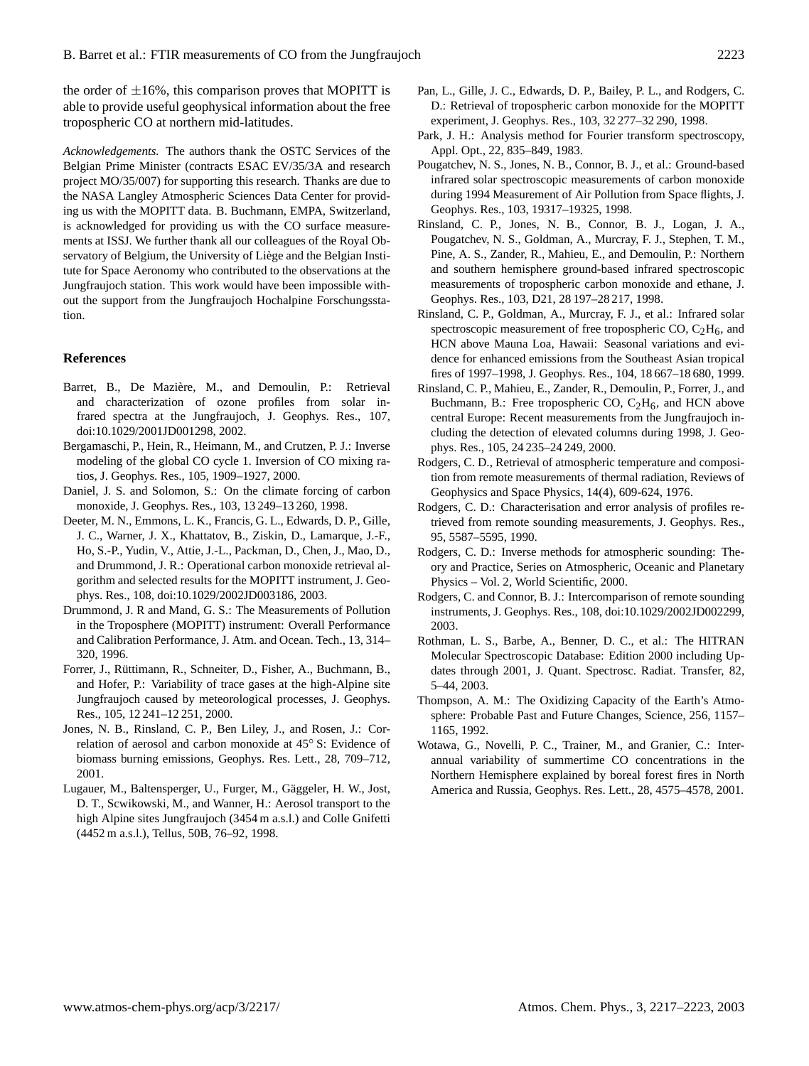the order of ±16%, this comparison proves that MOPITT is able to provide useful geophysical information about the free tropospheric CO at northern mid-latitudes.

*Acknowledgements.* The authors thank the OSTC Services of the Belgian Prime Minister (contracts ESAC EV/35/3A and research project MO/35/007) for supporting this research. Thanks are due to the NASA Langley Atmospheric Sciences Data Center for providing us with the MOPITT data. B. Buchmann, EMPA, Switzerland, is acknowledged for providing us with the CO surface measurements at ISSJ. We further thank all our colleagues of the Royal Observatory of Belgium, the University of Liège and the Belgian Institute for Space Aeronomy who contributed to the observations at the Jungfraujoch station. This work would have been impossible without the support from the Jungfraujoch Hochalpine Forschungsstation.

## References

Barret, B., De Mazière, M., and Demoulin, P.: Retrieval and characterization of ozone profiles from solar infrared spectra at the Jungfraujoch, J. Geophys. Res., 107, doi:10.1029/2001JD001298, 2002.

Bergamaschi, P., Hein, R., Heimann, M., and Crutzen, P. J.: Inverse modeling of the global CO cycle 1. Inversion of CO mixing ratios, J. Geophys. Res., 105, 1909–1927, 2000.

Daniel, J. S. and Solomon, S.: On the climate forcing of carbon monoxide, J. Geophys. Res., 103, 13 249–13 260, 1998.

Deeter, M. N., Emmons, L. K., Francis, G. L., Edwards, D. P., Gille, J. C., Warner, J. X., Khattatov, B., Ziskin, D., Lamarque, J.-F., Ho, S.-P., Yudin, V., Attie, J.-L., Packman, D., Chen, J., Mao, D., and Drummond, J. R.: Operational carbon monoxide retrieval algorithm and selected results for the MOPITT instrument, J. Geophys. Res., 108, doi:10.1029/2002JD003186, 2003.

Drummond, J. R and Mand, G. S.: The Measurements of Pollution in the Troposphere (MOPITT) instrument: Overall Performance and Calibration Performance, J. Atm. and Ocean. Tech., 13, 314–320, 1996.

Forrer, J., Rüttimann, R., Schneiter, D., Fisher, A., Buchmann, B., and Hofer, P.: Variability of trace gases at the high-Alpine site Jungfraujoch caused by meteorological processes, J. Geophys. Res., 105, 12 241–12 251, 2000.

Jones, N. B., Rinsland, C. P., Ben Liley, J., and Rosen, J.: Correlation of aerosol and carbon monoxide at 45° S: Evidence of biomass burning emissions, Geophys. Res. Lett., 28, 709–712, 2001.

Lugauer, M., Baltensperger, U., Furger, M., Gäggeler, H. W., Jost, D. T., Scwikowski, M., and Wanner, H.: Aerosol transport to the high Alpine sites Jungfraujoch (3454 m a.s.l.) and Colle Gnifetti (4452 m a.s.l.), Tellus, 50B, 76–92, 1998.

Pan, L., Gille, J. C., Edwards, D. P., Bailey, P. L., and Rodgers, C. D.: Retrieval of tropospheric carbon monoxide for the MOPITT experiment, J. Geophys. Res., 103, 32 277–32 290, 1998.

Park, J. H.: Analysis method for Fourier transform spectroscopy, Appl. Opt., 22, 835–849, 1983.

Pougatchev, N. S., Jones, N. B., Connor, B. J., et al.: Ground-based infrared solar spectroscopic measurements of carbon monoxide during 1994 Measurement of Air Pollution from Space flights, J. Geophys. Res., 103, 19317–19325, 1998.

Rinsland, C. P., Jones, N. B., Connor, B. J., Logan, J. A., Pougatchev, N. S., Goldman, A., Murcray, F. J., Stephen, T. M., Pine, A. S., Zander, R., Mahieu, E., and Demoulin, P.: Northern and southern hemisphere ground-based infrared spectroscopic measurements of tropospheric carbon monoxide and ethane, J. Geophys. Res., 103, D21, 28 197–28 217, 1998.

Rinsland, C. P., Goldman, A., Murcray, F. J., et al.: Infrared solar spectroscopic measurement of free tropospheric CO, $C_2H_6$, and HCN above Mauna Loa, Hawaii: Seasonal variations and evidence for enhanced emissions from the Southeast Asian tropical fires of 1997–1998, J. Geophys. Res., 104, 18 667–18 680, 1999.

Rinsland, C. P., Mahieu, E., Zander, R., Demoulin, P., Forrer, J., and Buchmann, B.: Free tropospheric CO, $C_2H_6$, and HCN above central Europe: Recent measurements from the Jungfraujoch including the detection of elevated columns during 1998, J. Geophys. Res., 105, 24 235–24 249, 2000.

Rodgers, C. D., Retrieval of atmospheric temperature and composition from remote measurements of thermal radiation, Reviews of Geophysics and Space Physics, 14(4), 609-624, 1976.

Rodgers, C. D.: Characterisation and error analysis of profiles retrieved from remote sounding measurements, J. Geophys. Res., 95, 5587–5595, 1990.

Rodgers, C. D.: Inverse methods for atmospheric sounding: Theory and Practice, Series on Atmospheric, Oceanic and Planetary Physics – Vol. 2, World Scientific, 2000.

Rodgers, C. and Connor, B. J.: Intercomparison of remote sounding instruments, J. Geophys. Res., 108, doi:10.1029/2002JD002299, 2003.

Rothman, L. S., Barbe, A., Benner, D. C., et al.: The HITRAN Molecular Spectroscopic Database: Edition 2000 including Updates through 2001, J. Quant. Spectrosc. Radiat. Transfer, 82, 5–44, 2003.

Thompson, A. M.: The Oxidizing Capacity of the Earth's Atmosphere: Probable Past and Future Changes, Science, 256, 1157–1165, 1992.

Wotawa, G., Novelli, P. C., Trainer, M., and Granier, C.: Interannual variability of summertime CO concentrations in the Northern Hemisphere explained by boreal forest fires in North America and Russia, Geophys. Res. Lett., 28, 4575–4578, 2001.